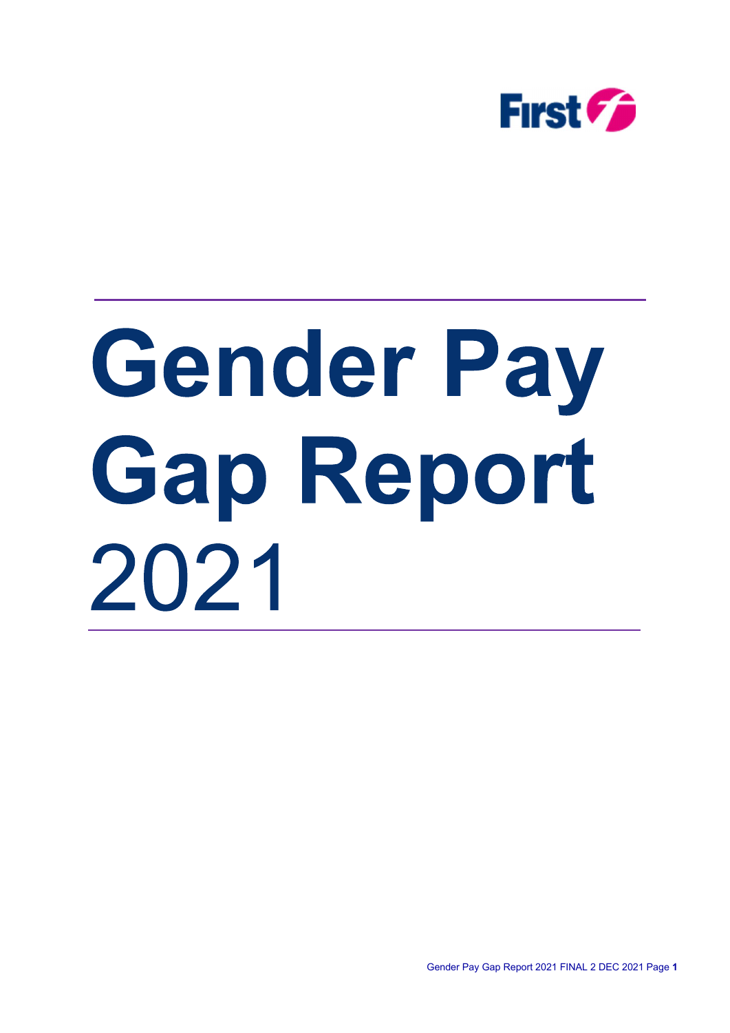First

# Gender Pay Gap Report 2021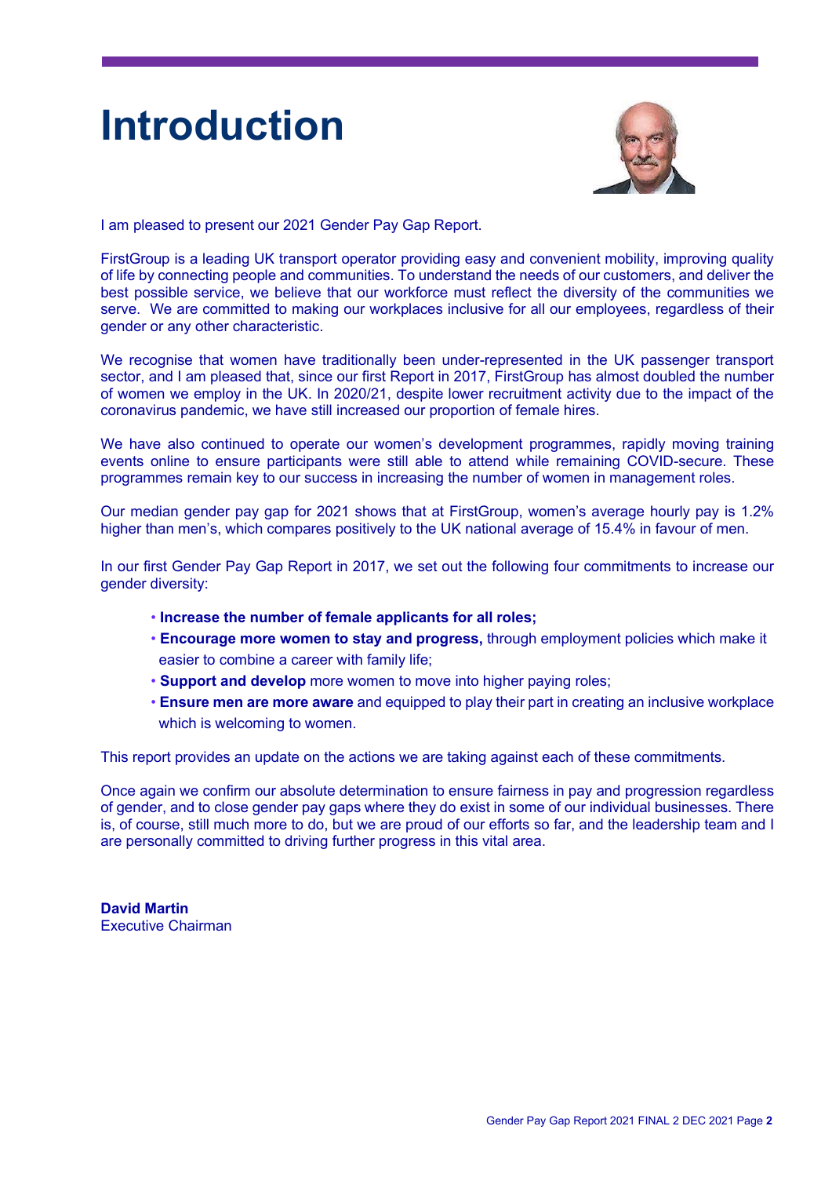# Introduction

I am pleased to present our 2021 Gender Pay Gap Report.

FirstGroup is a leading UK transport operator providing easy and convenient mobility, improving quality of life by connecting people and communities. To understand the needs of our customers, and deliver the best possible service, we believe that our workforce must reflect the diversity of the communities we serve. We are committed to making our workplaces inclusive for all our employees, regardless of their gender or any other characteristic.

We recognise that women have traditionally been under-represented in the UK passenger transport sector, and I am pleased that, since our first Report in 2017, FirstGroup has almost doubled the number of women we employ in the UK. In 2020/21, despite lower recruitment activity due to the impact of the coronavirus pandemic, we have still increased our proportion of female hires.

We have also continued to operate our women's development programmes, rapidly moving training events online to ensure participants were still able to attend while remaining COVID-secure. These programmes remain key to our success in increasing the number of women in management roles.

Our median gender pay gap for 2021 shows that at FirstGroup, women's average hourly pay is 1.2% higher than men's, which compares positively to the UK national average of 15.4% in favour of men.

In our first Gender Pay Gap Report in 2017, we set out the following four commitments to increase our gender diversity:

- **Increase the number of female applicants for all roles;**
- **Encourage more women to stay and progress,** through employment policies which make it easier to combine a career with family life;
- **Support and develop** more women to move into higher paying roles;
- **Ensure men are more aware** and equipped to play their part in creating an inclusive workplace which is welcoming to women.

This report provides an update on the actions we are taking against each of these commitments.

Once again we confirm our absolute determination to ensure fairness in pay and progression regardless of gender, and to close gender pay gaps where they do exist in some of our individual businesses. There is, of course, still much more to do, but we are proud of our efforts so far, and the leadership team and I are personally committed to driving further progress in this vital area.

**David Martin**
Executive Chairman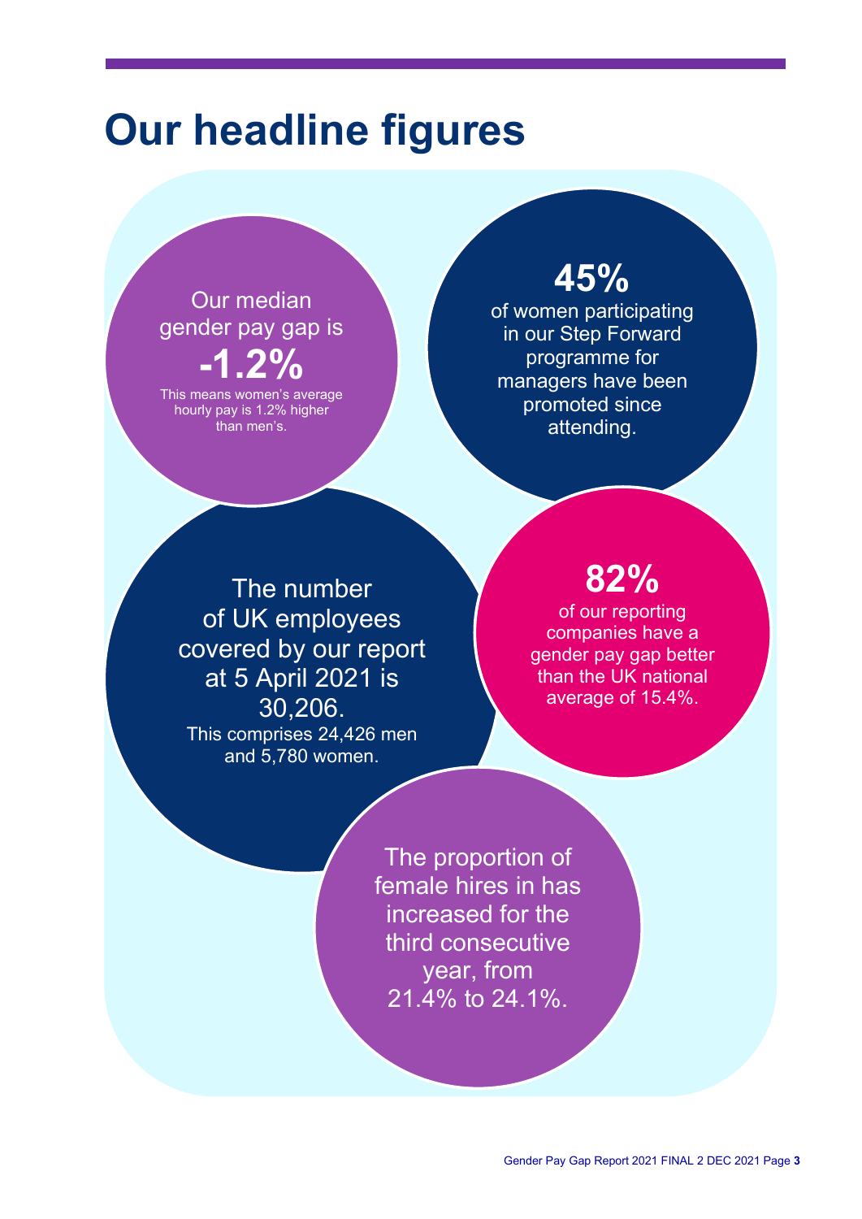# Our headline figures

Our median gender pay gap is

**-1.2%**

This means women's average hourly pay is 1.2% higher than men's.

**45%**

of women participating in our Step Forward programme for managers have been promoted since attending.

The number of UK employees covered by our report at 5 April 2021 is 30,206.

This comprises 24,426 men and 5,780 women.

**82%**

of our reporting companies have a gender pay gap better than the UK national average of 15.4%.

The proportion of female hires in has increased for the third consecutive year, from 21.4% to 24.1%.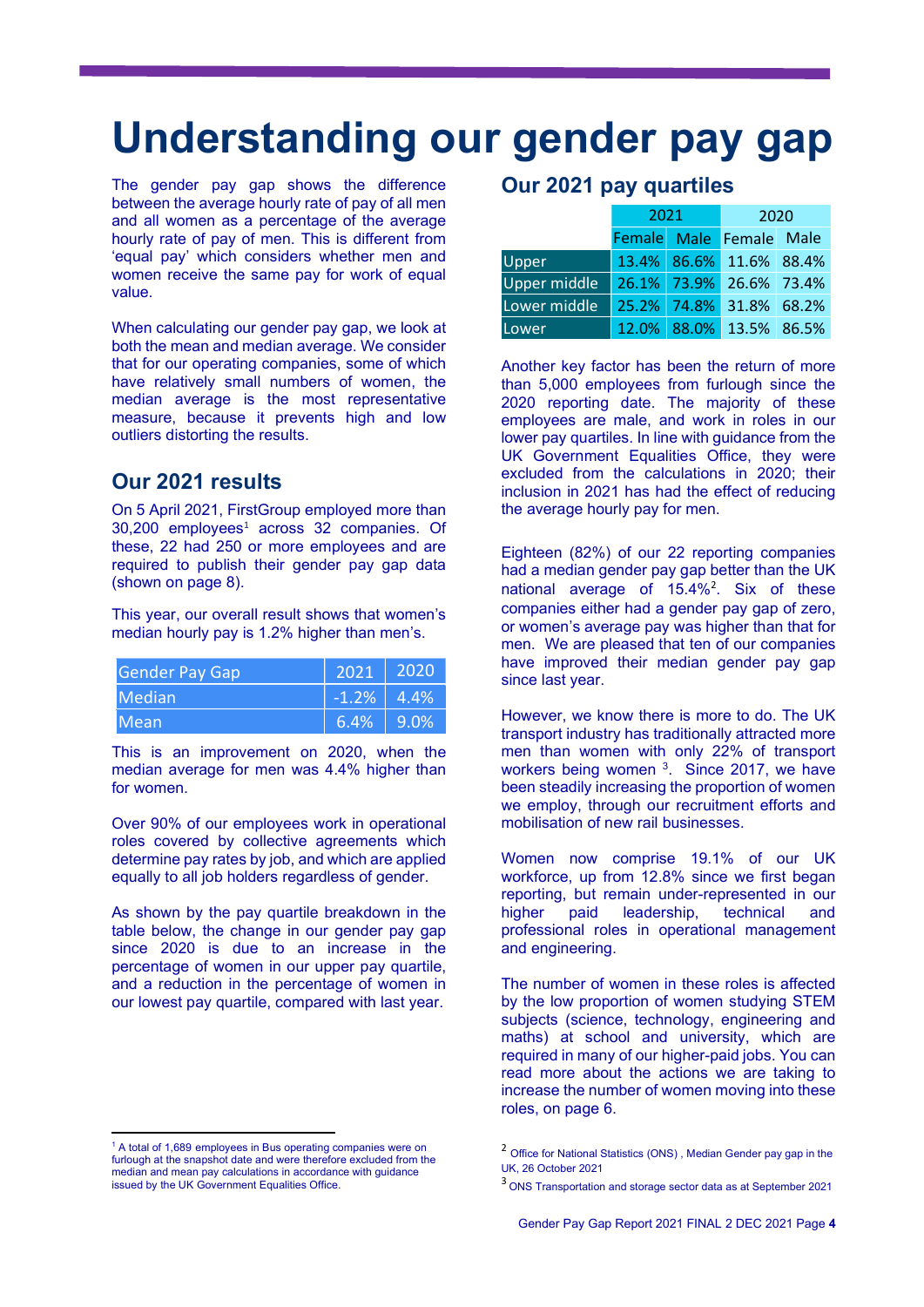# Understanding our gender pay gap

The gender pay gap shows the difference between the average hourly rate of pay of all men and all women as a percentage of the average hourly rate of pay of men. This is different from 'equal pay' which considers whether men and women receive the same pay for work of equal value.

When calculating our gender pay gap, we look at both the mean and median average. We consider that for our operating companies, some of which have relatively small numbers of women, the median average is the most representative measure, because it prevents high and low outliers distorting the results.

## Our 2021 results

On 5 April 2021, FirstGroup employed more than 30,200 employees[1] across 32 companies. Of these, 22 had 250 or more employees and are required to publish their gender pay gap data (shown on page 8).

This year, our overall result shows that women's median hourly pay is 1.2% higher than men's.

| Gender Pay Gap | 2021 | 2020 |
|---|---|---|
| Median | -1.2% | 4.4% |
| Mean | 6.4% | 9.0% |

This is an improvement on 2020, when the median average for men was 4.4% higher than for women.

Over 90% of our employees work in operational roles covered by collective agreements which determine pay rates by job, and which are applied equally to all job holders regardless of gender.

As shown by the pay quartile breakdown in the table below, the change in our gender pay gap since 2020 is due to an increase in the percentage of women in our upper pay quartile, and a reduction in the percentage of women in our lowest pay quartile, compared with last year.

## Our 2021 pay quartiles

| | 2021 | | 2020 | |
|---|---|---|---|---|
| | Female | Male | Female | Male |
| Upper | 13.4% | 86.6% | 11.6% | 88.4% |
| Upper middle | 26.1% | 73.9% | 26.6% | 73.4% |
| Lower middle | 25.2% | 74.8% | 31.8% | 68.2% |
| Lower | 12.0% | 88.0% | 13.5% | 86.5% |

Another key factor has been the return of more than 5,000 employees from furlough since the 2020 reporting date. The majority of these employees are male, and work in roles in our lower pay quartiles. In line with guidance from the UK Government Equalities Office, they were excluded from the calculations in 2020; their inclusion in 2021 has had the effect of reducing the average hourly pay for men.

Eighteen (82%) of our 22 reporting companies had a median gender pay gap better than the UK national average of 15.4%[2]. Six of these companies either had a gender pay gap of zero, or women's average pay was higher than that for men. We are pleased that ten of our companies have improved their median gender pay gap since last year.

However, we know there is more to do. The UK transport industry has traditionally attracted more men than women with only 22% of transport workers being women [3]. Since 2017, we have been steadily increasing the proportion of women we employ, through our recruitment efforts and mobilisation of new rail businesses.

Women now comprise 19.1% of our UK workforce, up from 12.8% since we first began reporting, but remain under-represented in our higher paid leadership, technical and professional roles in operational management and engineering.

The number of women in these roles is affected by the low proportion of women studying STEM subjects (science, technology, engineering and maths) at school and university, which are required in many of our higher-paid jobs. You can read more about the actions we are taking to increase the number of women moving into these roles, on page 6.

---

[1] A total of 1,689 employees in Bus operating companies were on furlough at the snapshot date and were therefore excluded from the median and mean pay calculations in accordance with guidance issued by the UK Government Equalities Office.

[2] Office for National Statistics (ONS) , Median Gender pay gap in the UK, 26 October 2021

[3] ONS Transportation and storage sector data as at September 2021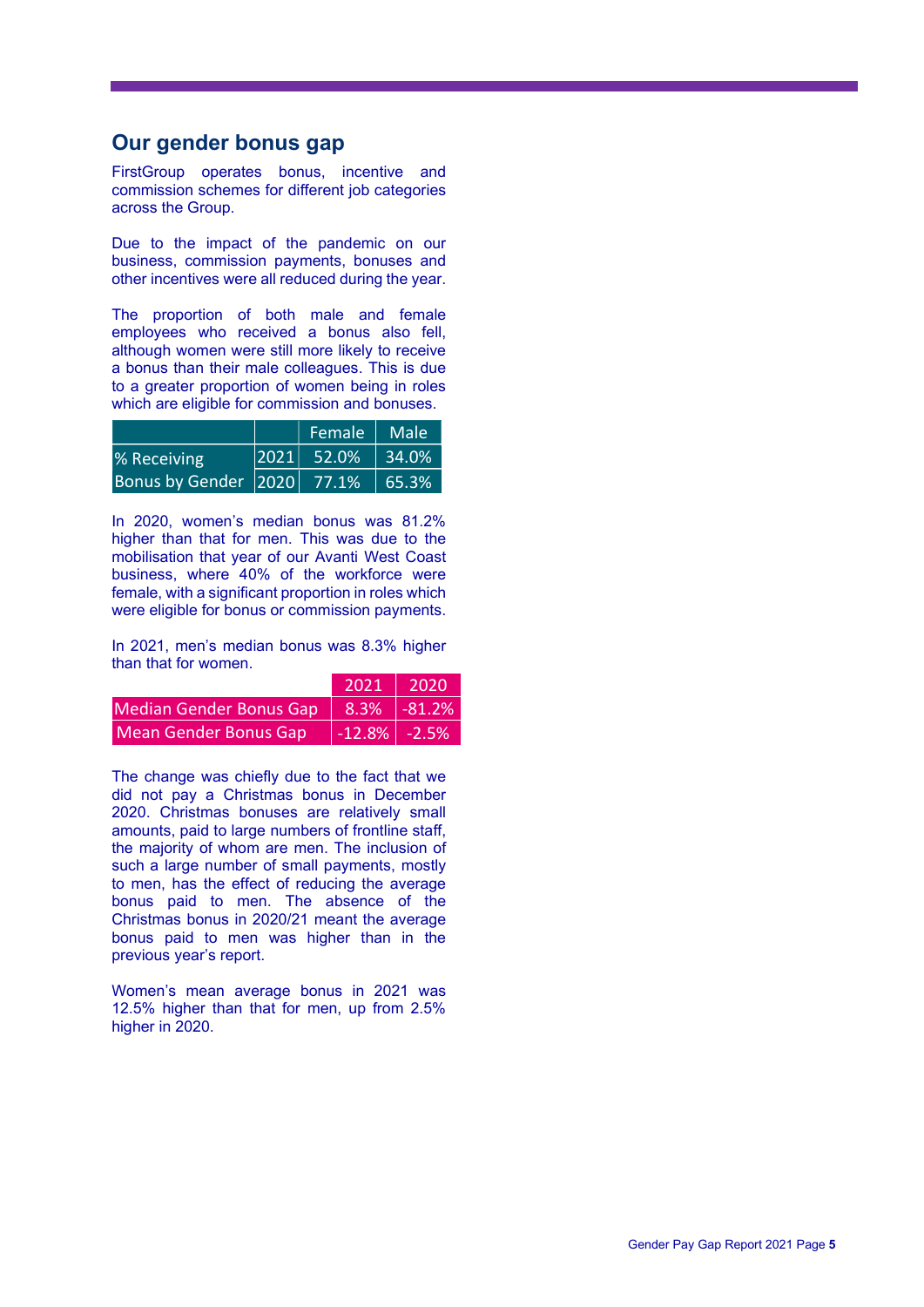## Our gender bonus gap

FirstGroup operates bonus, incentive and commission schemes for different job categories across the Group.

Due to the impact of the pandemic on our business, commission payments, bonuses and other incentives were all reduced during the year.

The proportion of both male and female employees who received a bonus also fell, although women were still more likely to receive a bonus than their male colleagues. This is due to a greater proportion of women being in roles which are eligible for commission and bonuses.

| | | Female | Male |
|---|---|---|---|
| % Receiving Bonus by Gender | 2021 | 52.0% | 34.0% |
| | 2020 | 77.1% | 65.3% |

In 2020, women's median bonus was 81.2% higher than that for men. This was due to the mobilisation that year of our Avanti West Coast business, where 40% of the workforce were female, with a significant proportion in roles which were eligible for bonus or commission payments.

In 2021, men's median bonus was 8.3% higher than that for women.

| | 2021 | 2020 |
|---|---|---|
| Median Gender Bonus Gap | 8.3% | -81.2% |
| Mean Gender Bonus Gap | -12.8% | -2.5% |

The change was chiefly due to the fact that we did not pay a Christmas bonus in December 2020. Christmas bonuses are relatively small amounts, paid to large numbers of frontline staff, the majority of whom are men. The inclusion of such a large number of small payments, mostly to men, has the effect of reducing the average bonus paid to men. The absence of the Christmas bonus in 2020/21 meant the average bonus paid to men was higher than in the previous year's report.

Women's mean average bonus in 2021 was 12.5% higher than that for men, up from 2.5% higher in 2020.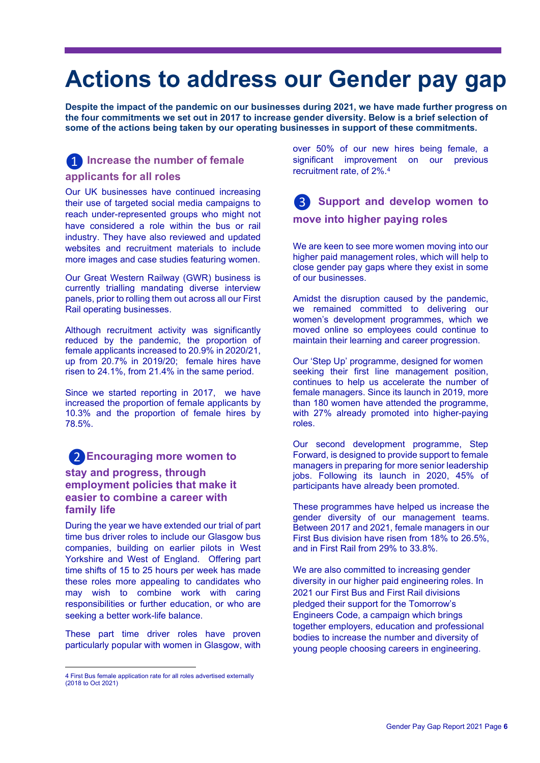# Actions to address our Gender pay gap

**Despite the impact of the pandemic on our businesses during 2021, we have made further progress on the four commitments we set out in 2017 to increase gender diversity. Below is a brief selection of some of the actions being taken by our operating businesses in support of these commitments.**

## 1 Increase the number of female applicants for all roles

Our UK businesses have continued increasing their use of targeted social media campaigns to reach under-represented groups who might not have considered a role within the bus or rail industry. They have also reviewed and updated websites and recruitment materials to include more images and case studies featuring women.

Our Great Western Railway (GWR) business is currently trialling mandating diverse interview panels, prior to rolling them out across all our First Rail operating businesses.

Although recruitment activity was significantly reduced by the pandemic, the proportion of female applicants increased to 20.9% in 2020/21, up from 20.7% in 2019/20; female hires have risen to 24.1%, from 21.4% in the same period.

Since we started reporting in 2017, we have increased the proportion of female applicants by 10.3% and the proportion of female hires by 78.5%.

## 2 Encouraging more women to stay and progress, through employment policies that make it easier to combine a career with family life

During the year we have extended our trial of part time bus driver roles to include our Glasgow bus companies, building on earlier pilots in West Yorkshire and West of England. Offering part time shifts of 15 to 25 hours per week has made these roles more appealing to candidates who may wish to combine work with caring responsibilities or further education, or who are seeking a better work-life balance.

These part time driver roles have proven particularly popular with women in Glasgow, with over 50% of our new hires being female, a significant improvement on our previous recruitment rate, of 2%.[4]

## 3 Support and develop women to move into higher paying roles

We are keen to see more women moving into our higher paid management roles, which will help to close gender pay gaps where they exist in some of our businesses.

Amidst the disruption caused by the pandemic, we remained committed to delivering our women's development programmes, which we moved online so employees could continue to maintain their learning and career progression.

Our 'Step Up' programme, designed for women seeking their first line management position, continues to help us accelerate the number of female managers. Since its launch in 2019, more than 180 women have attended the programme, with 27% already promoted into higher-paying roles.

Our second development programme, Step Forward, is designed to provide support to female managers in preparing for more senior leadership jobs. Following its launch in 2020, 45% of participants have already been promoted.

These programmes have helped us increase the gender diversity of our management teams. Between 2017 and 2021, female managers in our First Bus division have risen from 18% to 26.5%, and in First Rail from 29% to 33.8%.

We are also committed to increasing gender diversity in our higher paid engineering roles. In 2021 our First Bus and First Rail divisions pledged their support for the Tomorrow's Engineers Code, a campaign which brings together employers, education and professional bodies to increase the number and diversity of young people choosing careers in engineering.

---

4 First Bus female application rate for all roles advertised externally (2018 to Oct 2021)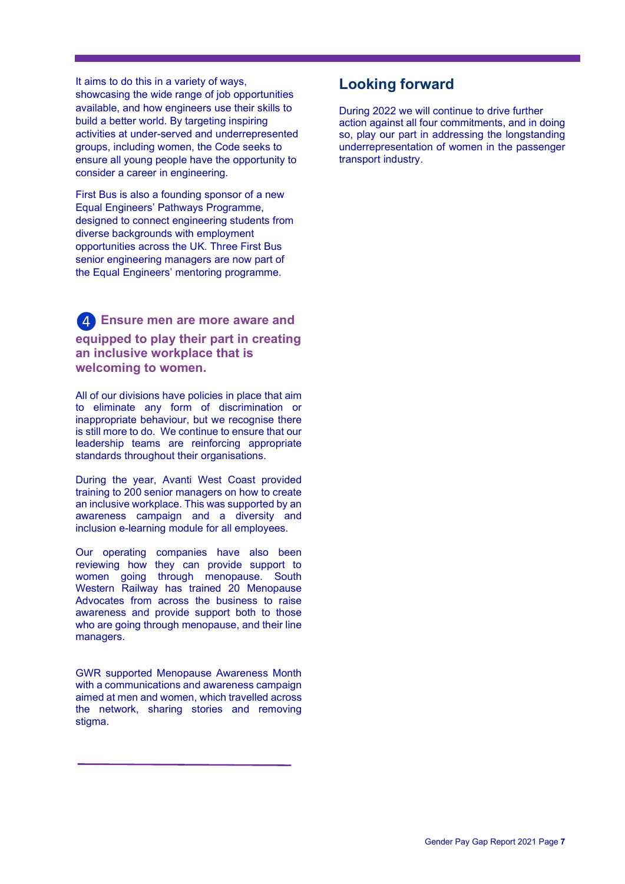It aims to do this in a variety of ways, showcasing the wide range of job opportunities available, and how engineers use their skills to build a better world. By targeting inspiring activities at under-served and underrepresented groups, including women, the Code seeks to ensure all young people have the opportunity to consider a career in engineering.

First Bus is also a founding sponsor of a new Equal Engineers' Pathways Programme, designed to connect engineering students from diverse backgrounds with employment opportunities across the UK. Three First Bus senior engineering managers are now part of the Equal Engineers' mentoring programme.

### 4 Ensure men are more aware and equipped to play their part in creating an inclusive workplace that is welcoming to women.

All of our divisions have policies in place that aim to eliminate any form of discrimination or inappropriate behaviour, but we recognise there is still more to do. We continue to ensure that our leadership teams are reinforcing appropriate standards throughout their organisations.

During the year, Avanti West Coast provided training to 200 senior managers on how to create an inclusive workplace. This was supported by an awareness campaign and a diversity and inclusion e-learning module for all employees.

Our operating companies have also been reviewing how they can provide support to women going through menopause. South Western Railway has trained 20 Menopause Advocates from across the business to raise awareness and provide support both to those who are going through menopause, and their line managers.

GWR supported Menopause Awareness Month with a communications and awareness campaign aimed at men and women, which travelled across the network, sharing stories and removing stigma.

## Looking forward

During 2022 we will continue to drive further action against all four commitments, and in doing so, play our part in addressing the longstanding underrepresentation of women in the passenger transport industry.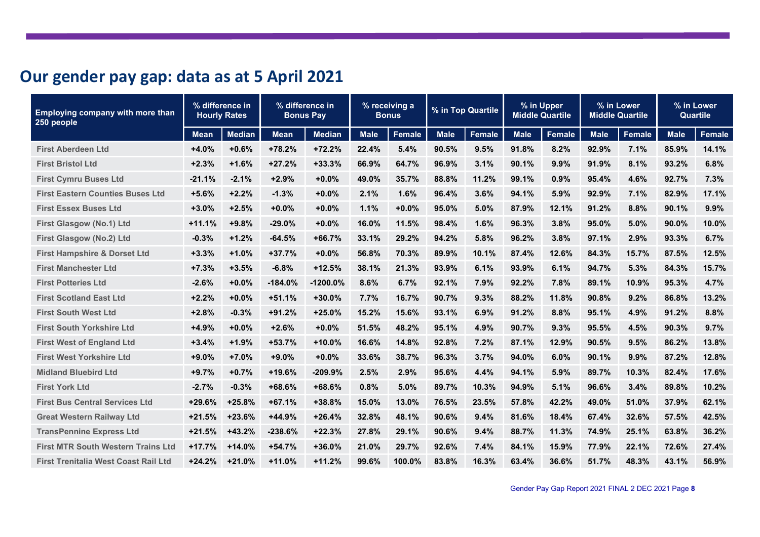## Our gender pay gap: data as at 5 April 2021

| Employing company with more than 250 people | % difference in Hourly Rates | | % difference in Bonus Pay | | % receiving a Bonus | | % in Top Quartile | | % in Upper Middle Quartile | | % in Lower Middle Quartile | | % in Lower Quartile | |
|---|---|---|---|---|---|---|---|---|---|---|---|---|---|---|
| | Mean | Median | Mean | Median | Male | Female | Male | Female | Male | Female | Male | Female | Male | Female |
| First Aberdeen Ltd | +4.0% | +0.6% | +78.2% | +72.2% | 22.4% | 5.4% | 90.5% | 9.5% | 91.8% | 8.2% | 92.9% | 7.1% | 85.9% | 14.1% |
| First Bristol Ltd | +2.3% | +1.6% | +27.2% | +33.3% | 66.9% | 64.7% | 96.9% | 3.1% | 90.1% | 9.9% | 91.9% | 8.1% | 93.2% | 6.8% |
| First Cymru Buses Ltd | -21.1% | -2.1% | +2.9% | +0.0% | 49.0% | 35.7% | 88.8% | 11.2% | 99.1% | 0.9% | 95.4% | 4.6% | 92.7% | 7.3% |
| First Eastern Counties Buses Ltd | +5.6% | +2.2% | -1.3% | +0.0% | 2.1% | 1.6% | 96.4% | 3.6% | 94.1% | 5.9% | 92.9% | 7.1% | 82.9% | 17.1% |
| First Essex Buses Ltd | +3.0% | +2.5% | +0.0% | +0.0% | 1.1% | +0.0% | 95.0% | 5.0% | 87.9% | 12.1% | 91.2% | 8.8% | 90.1% | 9.9% |
| First Glasgow (No.1) Ltd | +11.1% | +9.8% | -29.0% | +0.0% | 16.0% | 11.5% | 98.4% | 1.6% | 96.3% | 3.8% | 95.0% | 5.0% | 90.0% | 10.0% |
| First Glasgow (No.2) Ltd | -0.3% | +1.2% | -64.5% | +66.7% | 33.1% | 29.2% | 94.2% | 5.8% | 96.2% | 3.8% | 97.1% | 2.9% | 93.3% | 6.7% |
| First Hampshire & Dorset Ltd | +3.3% | +1.0% | +37.7% | +0.0% | 56.8% | 70.3% | 89.9% | 10.1% | 87.4% | 12.6% | 84.3% | 15.7% | 87.5% | 12.5% |
| First Manchester Ltd | +7.3% | +3.5% | -6.8% | +12.5% | 38.1% | 21.3% | 93.9% | 6.1% | 93.9% | 6.1% | 94.7% | 5.3% | 84.3% | 15.7% |
| First Potteries Ltd | -2.6% | +0.0% | -184.0% | -1200.0% | 8.6% | 6.7% | 92.1% | 7.9% | 92.2% | 7.8% | 89.1% | 10.9% | 95.3% | 4.7% |
| First Scotland East Ltd | +2.2% | +0.0% | +51.1% | +30.0% | 7.7% | 16.7% | 90.7% | 9.3% | 88.2% | 11.8% | 90.8% | 9.2% | 86.8% | 13.2% |
| First South West Ltd | +2.8% | -0.3% | +91.2% | +25.0% | 15.2% | 15.6% | 93.1% | 6.9% | 91.2% | 8.8% | 95.1% | 4.9% | 91.2% | 8.8% |
| First South Yorkshire Ltd | +4.9% | +0.0% | +2.6% | +0.0% | 51.5% | 48.2% | 95.1% | 4.9% | 90.7% | 9.3% | 95.5% | 4.5% | 90.3% | 9.7% |
| First West of England Ltd | +3.4% | +1.9% | +53.7% | +10.0% | 16.6% | 14.8% | 92.8% | 7.2% | 87.1% | 12.9% | 90.5% | 9.5% | 86.2% | 13.8% |
| First West Yorkshire Ltd | +9.0% | +7.0% | +9.0% | +0.0% | 33.6% | 38.7% | 96.3% | 3.7% | 94.0% | 6.0% | 90.1% | 9.9% | 87.2% | 12.8% |
| Midland Bluebird Ltd | +9.7% | +0.7% | +19.6% | -209.9% | 2.5% | 2.9% | 95.6% | 4.4% | 94.1% | 5.9% | 89.7% | 10.3% | 82.4% | 17.6% |
| First York Ltd | -2.7% | -0.3% | +68.6% | +68.6% | 0.8% | 5.0% | 89.7% | 10.3% | 94.9% | 5.1% | 96.6% | 3.4% | 89.8% | 10.2% |
| First Bus Central Services Ltd | +29.6% | +25.8% | +67.1% | +38.8% | 15.0% | 13.0% | 76.5% | 23.5% | 57.8% | 42.2% | 49.0% | 51.0% | 37.9% | 62.1% |
| Great Western Railway Ltd | +21.5% | +23.6% | +44.9% | +26.4% | 32.8% | 48.1% | 90.6% | 9.4% | 81.6% | 18.4% | 67.4% | 32.6% | 57.5% | 42.5% |
| TransPennine Express Ltd | +21.5% | +43.2% | -238.6% | +22.3% | 27.8% | 29.1% | 90.6% | 9.4% | 88.7% | 11.3% | 74.9% | 25.1% | 63.8% | 36.2% |
| First MTR South Western Trains Ltd | +17.7% | +14.0% | +54.7% | +36.0% | 21.0% | 29.7% | 92.6% | 7.4% | 84.1% | 15.9% | 77.9% | 22.1% | 72.6% | 27.4% |
| First Trenitalia West Coast Rail Ltd | +24.2% | +21.0% | +11.0% | +11.2% | 99.6% | 100.0% | 83.8% | 16.3% | 63.4% | 36.6% | 51.7% | 48.3% | 43.1% | 56.9% |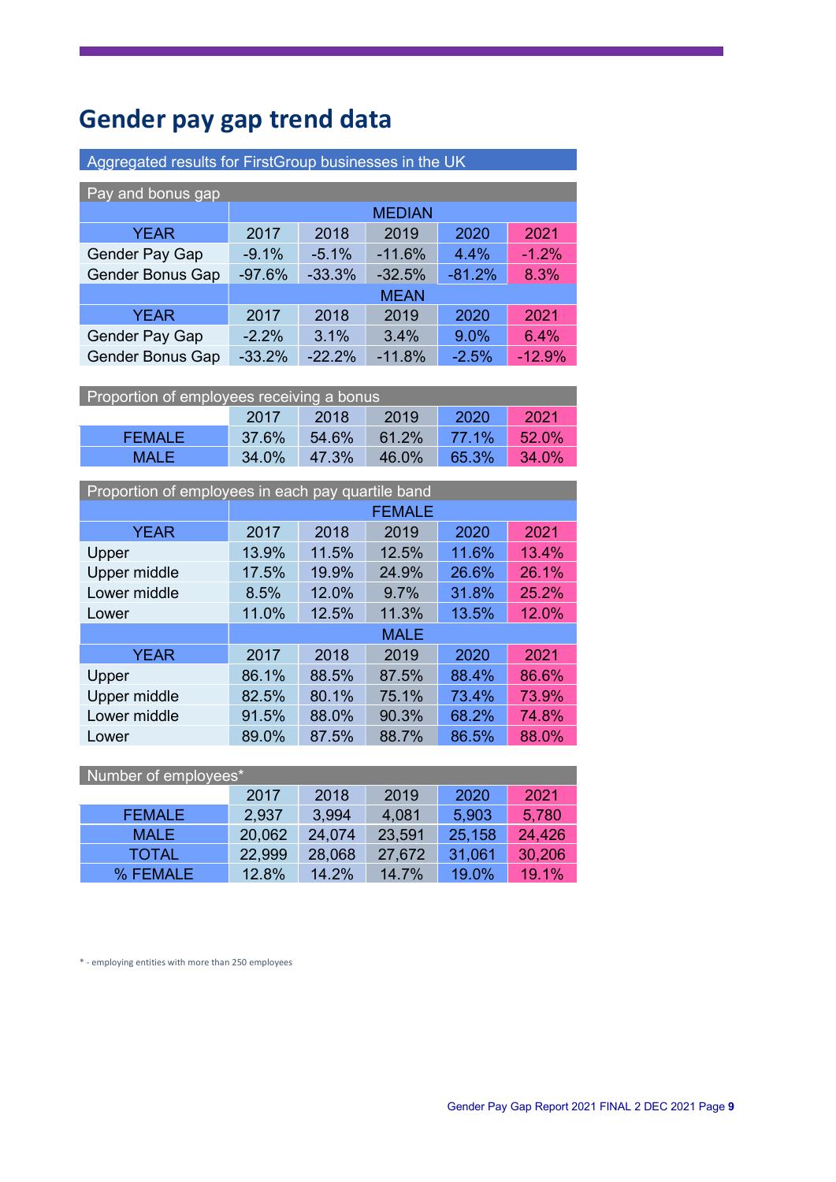# Gender pay gap trend data

Aggregated results for FirstGroup businesses in the UK

| Pay and bonus gap | | | | | |
|---|---|---|---|---|---|
| | MEDIAN | | | | |
| YEAR | 2017 | 2018 | 2019 | 2020 | 2021 |
| Gender Pay Gap | -9.1% | -5.1% | -11.6% | 4.4% | -1.2% |
| Gender Bonus Gap | -97.6% | -33.3% | -32.5% | -81.2% | 8.3% |
| | MEAN | | | | |
| YEAR | 2017 | 2018 | 2019 | 2020 | 2021 |
| Gender Pay Gap | -2.2% | 3.1% | 3.4% | 9.0% | 6.4% |
| Gender Bonus Gap | -33.2% | -22.2% | -11.8% | -2.5% | -12.9% |

| Proportion of employees receiving a bonus | | | | | |
|---|---|---|---|---|---|
| | 2017 | 2018 | 2019 | 2020 | 2021 |
| FEMALE | 37.6% | 54.6% | 61.2% | 77.1% | 52.0% |
| MALE | 34.0% | 47.3% | 46.0% | 65.3% | 34.0% |

| Proportion of employees in each pay quartile band | | | | | |
|---|---|---|---|---|---|
| | FEMALE | | | | |
| YEAR | 2017 | 2018 | 2019 | 2020 | 2021 |
| Upper | 13.9% | 11.5% | 12.5% | 11.6% | 13.4% |
| Upper middle | 17.5% | 19.9% | 24.9% | 26.6% | 26.1% |
| Lower middle | 8.5% | 12.0% | 9.7% | 31.8% | 25.2% |
| Lower | 11.0% | 12.5% | 11.3% | 13.5% | 12.0% |
| | MALE | | | | |
| YEAR | 2017 | 2018 | 2019 | 2020 | 2021 |
| Upper | 86.1% | 88.5% | 87.5% | 88.4% | 86.6% |
| Upper middle | 82.5% | 80.1% | 75.1% | 73.4% | 73.9% |
| Lower middle | 91.5% | 88.0% | 90.3% | 68.2% | 74.8% |
| Lower | 89.0% | 87.5% | 88.7% | 86.5% | 88.0% |

| Number of employees* | | | | | |
|---|---|---|---|---|---|
| | 2017 | 2018 | 2019 | 2020 | 2021 |
| FEMALE | 2,937 | 3,994 | 4,081 | 5,903 | 5,780 |
| MALE | 20,062 | 24,074 | 23,591 | 25,158 | 24,426 |
| TOTAL | 22,999 | 28,068 | 27,672 | 31,061 | 30,206 |
| % FEMALE | 12.8% | 14.2% | 14.7% | 19.0% | 19.1% |

* - employing entities with more than 250 employees